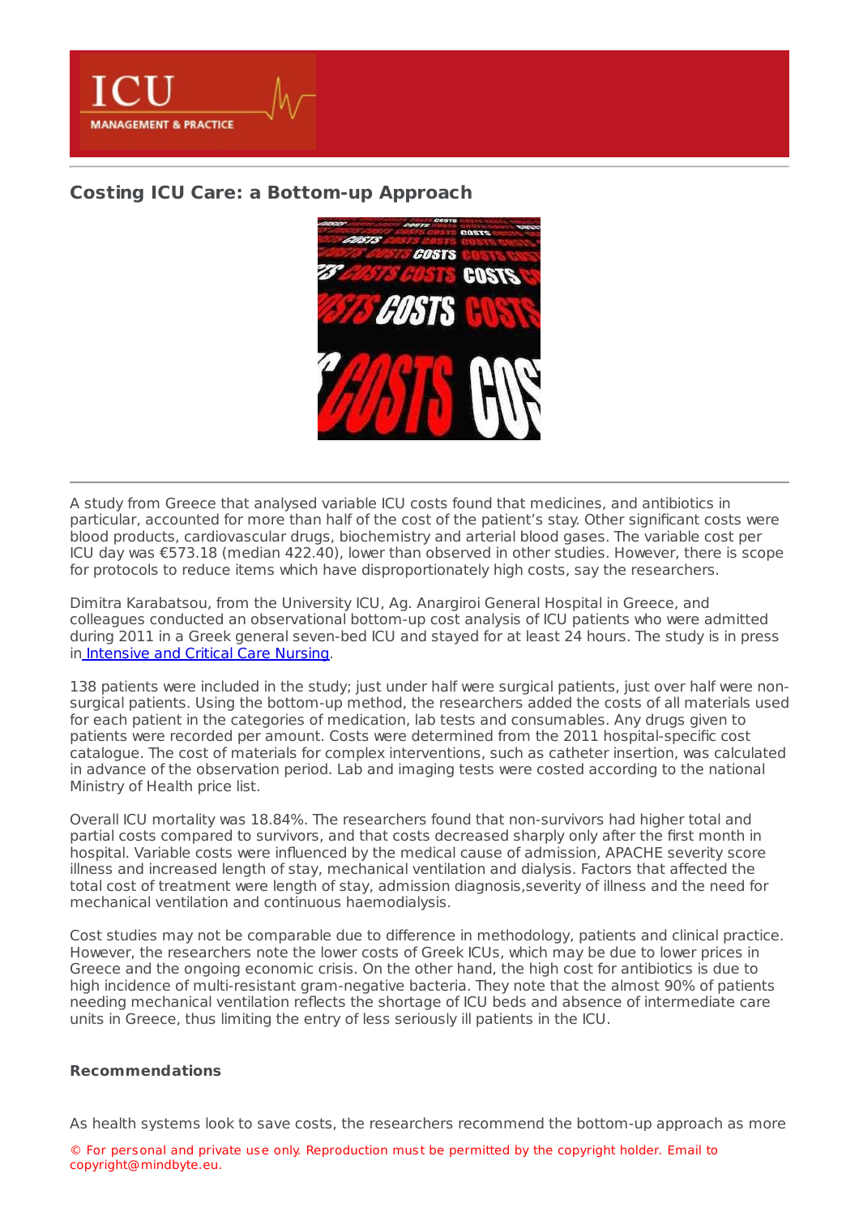# Costing ICU Care: a Bottom-up Approach

A study from Greece that analysed variable ICU costs found that medicines, and antibiotics in particular, accounted for more than half of the cost of the patient's stay. Other significant costs were blood products, cardiovascular drugs, biochemistry and arterial blood gases. The variable cost per ICU day was €573.18 (median 422.40), lower than observed in other studies. However, there is scope for protocols to reduce items which have disproportionately high costs, say the researchers.

Dimitra Karabatsou, from the University ICU, Ag. Anargiroi General Hospital in Greece, and colleagues conducted an observational bottom-up cost analysis of ICU patients who were admitted during 2011 in a Greek general seven-bed ICU and stayed for at least 24 hours. The study is in press in Intensive and Critical Care Nursing.

138 patients were included in the study; just under half were surgical patients, just over half were non-surgical patients. Using the bottom-up method, the researchers added the costs of all materials used for each patient in the categories of medication, lab tests and consumables. Any drugs given to patients were recorded per amount. Costs were determined from the 2011 hospital-specific cost catalogue. The cost of materials for complex interventions, such as catheter insertion, was calculated in advance of the observation period. Lab and imaging tests were costed according to the national Ministry of Health price list.

Overall ICU mortality was 18.84%. The researchers found that non-survivors had higher total and partial costs compared to survivors, and that costs decreased sharply only after the first month in hospital. Variable costs were influenced by the medical cause of admission, APACHE severity score illness and increased length of stay, mechanical ventilation and dialysis. Factors that affected the total cost of treatment were length of stay, admission diagnosis,severity of illness and the need for mechanical ventilation and continuous haemodialysis.

Cost studies may not be comparable due to difference in methodology, patients and clinical practice. However, the researchers note the lower costs of Greek ICUs, which may be due to lower prices in Greece and the ongoing economic crisis. On the other hand, the high cost for antibiotics is due to high incidence of multi-resistant gram-negative bacteria. They note that the almost 90% of patients needing mechanical ventilation reflects the shortage of ICU beds and absence of intermediate care units in Greece, thus limiting the entry of less seriously ill patients in the ICU.

**Recommendations**

As health systems look to save costs, the researchers recommend the bottom-up approach as more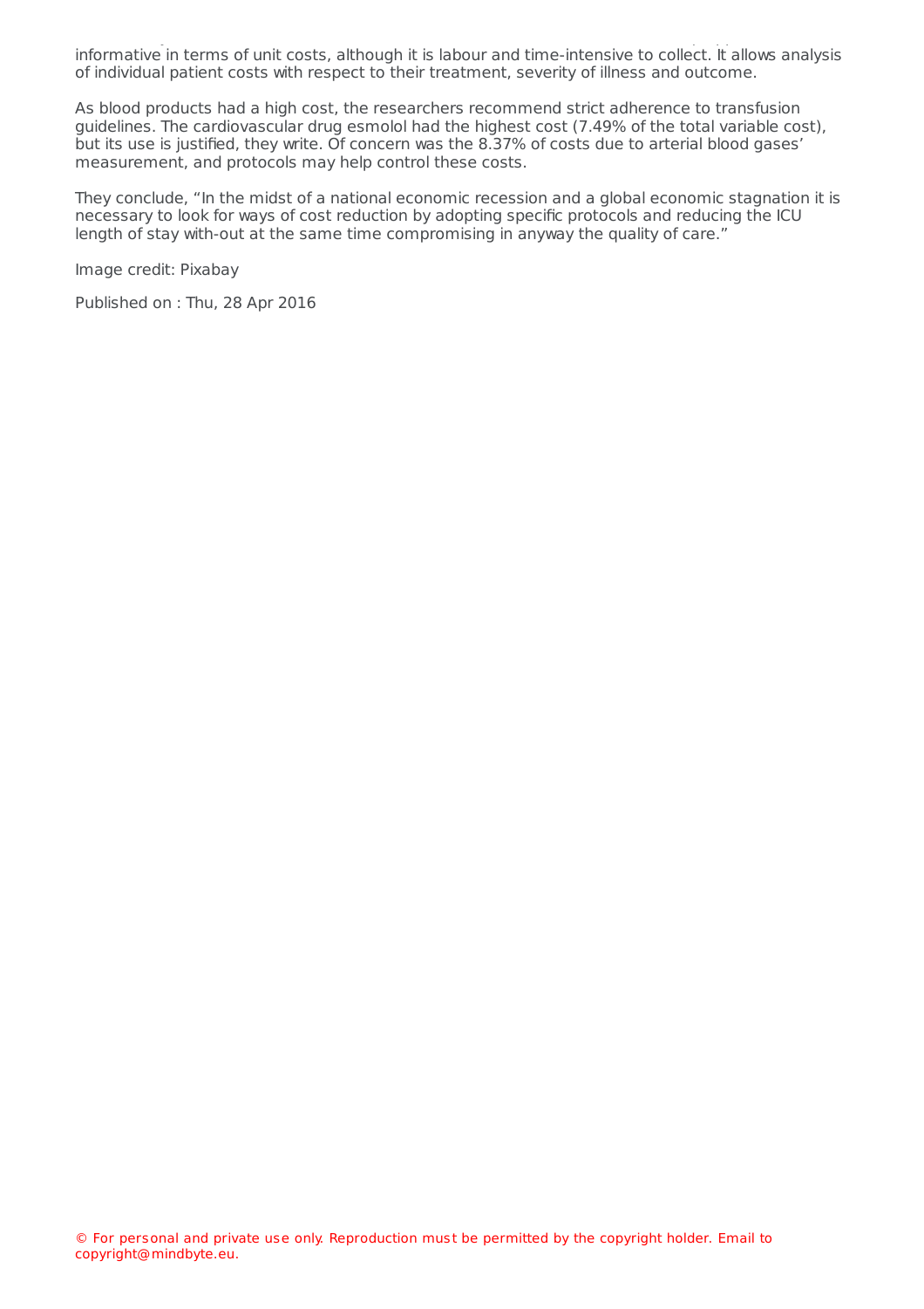informative in terms of unit costs, although it is labour and time-intensive to collect. It allows analysis of individual patient costs with respect to their treatment, severity of illness and outcome.

As blood products had a high cost, the researchers recommend strict adherence to transfusion guidelines. The cardiovascular drug esmolol had the highest cost (7.49% of the total variable cost), but its use is justified, they write. Of concern was the 8.37% of costs due to arterial blood gases' measurement, and protocols may help control these costs.

They conclude, "In the midst of a national economic recession and a global economic stagnation it is necessary to look for ways of cost reduction by adopting specific protocols and reducing the ICU length of stay with-out at the same time compromising in anyway the quality of care."

Image credit: Pixabay

Published on : Thu, 28 Apr 2016

© For personal and private use only. Reproduction must be permitted by the copyright holder. Email to copyright@mindbyte.eu.